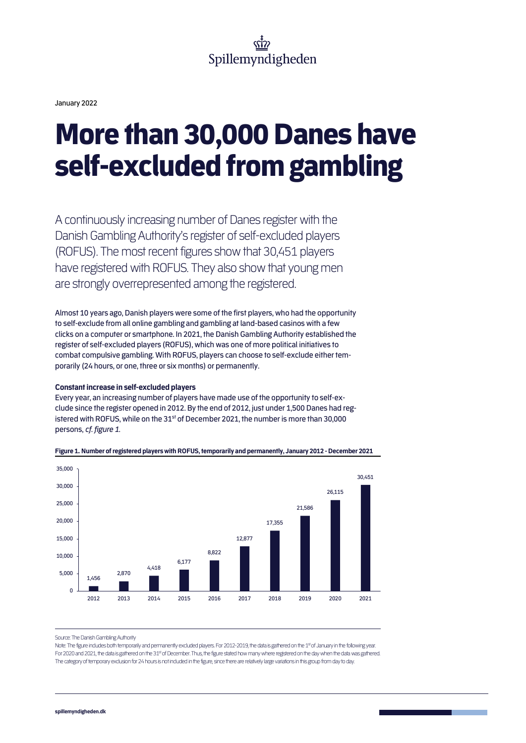Spillemyndigheden

January 2022

# More than 30,000 Danes have self-excluded from gambling

A continuously increasing number of Danes register with the Danish Gambling Authority's register of self-excluded players (ROFUS). The most recent figures show that 30,451 players have registered with ROFUS. They also show that young men are strongly overrepresented among the registered.

Almost 10 years ago, Danish players were some of the first players, who had the opportunity to self-exclude from all online gambling and gambling at land-based casinos with a few clicks on a computer or smartphone. In 2021, the Danish Gambling Authority established the register of self-excluded players (ROFUS), which was one of more political initiatives to combat compulsive gambling. With ROFUS, players can choose to self-exclude either temporarily (24 hours, or one, three or six months) or permanently.

**Constant increase in self-excluded players**

Every year, an increasing number of players have made use of the opportunity to self-exclude since the register opened in 2012. By the end of 2012, just under 1,500 Danes had registered with ROFUS, while on the 31st of December 2021, the number is more than 30,000 persons, *cf. figure 1.*

**Figure 1. Number of registered players with ROFUS, temporarily and permanently, January 2012 - December 2021**

| Year | Number of registered players |
|---|---|
| 2012 | 1,456 |
| 2013 | 2,870 |
| 2014 | 4,418 |
| 2015 | 6,177 |
| 2016 | 8,822 |
| 2017 | 12,877 |
| 2018 | 17,355 |
| 2019 | 21,586 |
| 2020 | 26,115 |
| 2021 | 30,451 |

Source: The Danish Gambling Authority

Note: The figure includes both temporarily and permanently excluded players. For 2012-2019, the data is gathered on the 1st of January in the following year. For 2020 and 2021, the data is gathered on the 31st of December. Thus, the figure stated how many where registered on the day when the data was gathered. The category of temporary exclusion for 24 hours is not included in the figure, since there are relatively large variations in this group from day to day.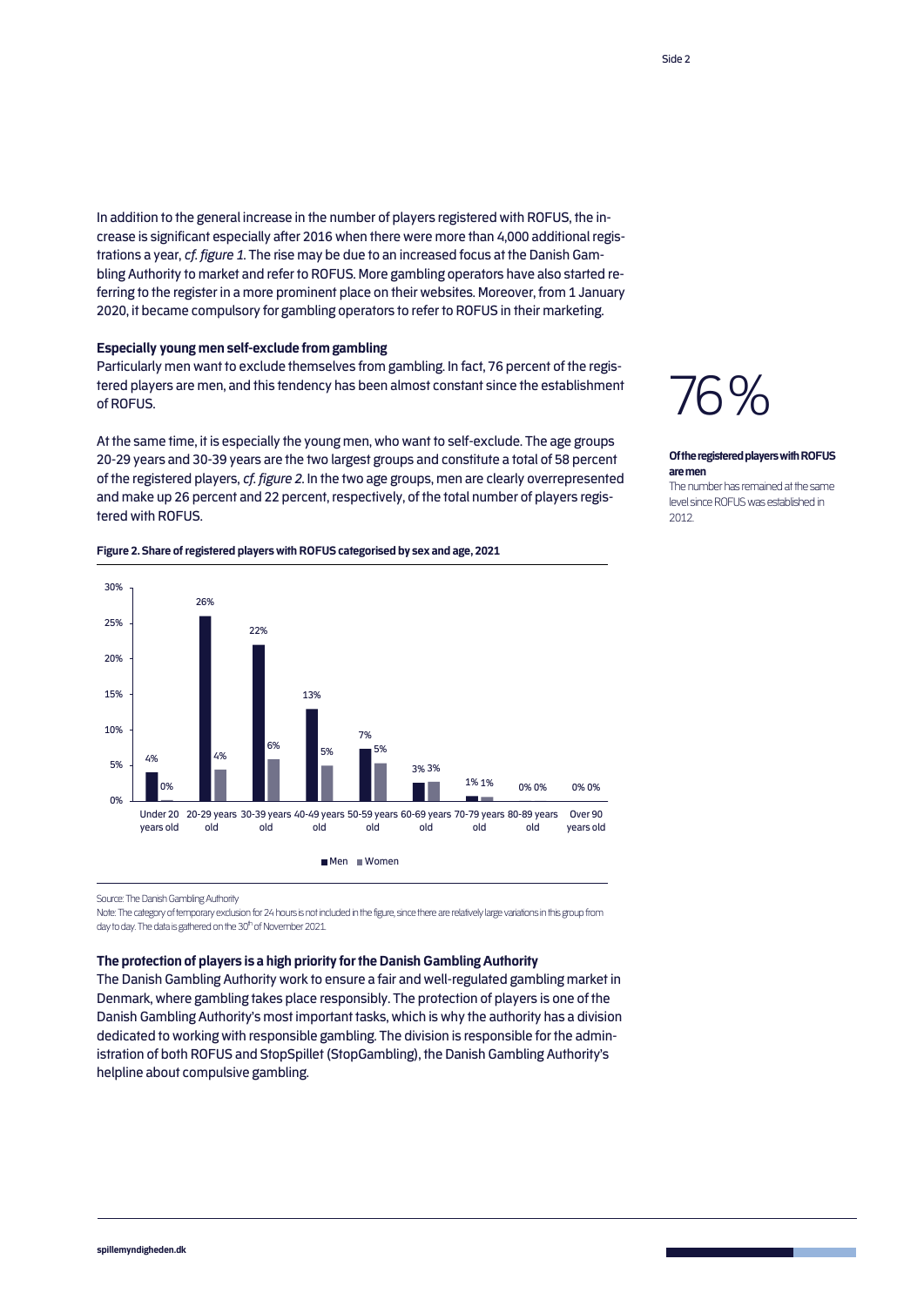In addition to the general increase in the number of players registered with ROFUS, the increase is significant especially after 2016 when there were more than 4,000 additional registrations a year, *cf. figure 1*. The rise may be due to an increased focus at the Danish Gambling Authority to market and refer to ROFUS. More gambling operators have also started referring to the register in a more prominent place on their websites. Moreover, from 1 January 2020, it became compulsory for gambling operators to refer to ROFUS in their marketing.

**Especially young men self-exclude from gambling**

Particularly men want to exclude themselves from gambling. In fact, 76 percent of the registered players are men, and this tendency has been almost constant since the establishment of ROFUS.

At the same time, it is especially the young men, who want to self-exclude. The age groups 20-29 years and 30-39 years are the two largest groups and constitute a total of 58 percent of the registered players, *cf. figure 2*. In the two age groups, men are clearly overrepresented and make up 26 percent and 22 percent, respectively, of the total number of players registered with ROFUS.

76 %

**Of the registered players with ROFUS are men**

The number has remained at the same level since ROFUS was established in 2012.

**Figure 2. Share of registered players with ROFUS categorised by sex and age, 2021**

30%
25%
20%
15%
10%
5%
0%

Under 20 years old: 4% 0%
20-29 years old: 26% 4%
30-39 years old: 22% 6%
40-49 years old: 13% 5%
50-59 years old: 7% 5%
60-69 years old: 3% 3%
70-79 years old: 1% 1%
80-89 years old: 0% 0%
Over 90 years old: 0% 0%

Men Women

Source: The Danish Gambling Authority

Note: The category of temporary exclusion for 24 hours is not included in the figure, since there are relatively large variations in this group from day to day. The data is gathered on the 30th of November 2021.

**The protection of players is a high priority for the Danish Gambling Authority**

The Danish Gambling Authority work to ensure a fair and well-regulated gambling market in Denmark, where gambling takes place responsibly. The protection of players is one of the Danish Gambling Authority's most important tasks, which is why the authority has a division dedicated to working with responsible gambling. The division is responsible for the administration of both ROFUS and StopSpillet (StopGambling), the Danish Gambling Authority's helpline about compulsive gambling.